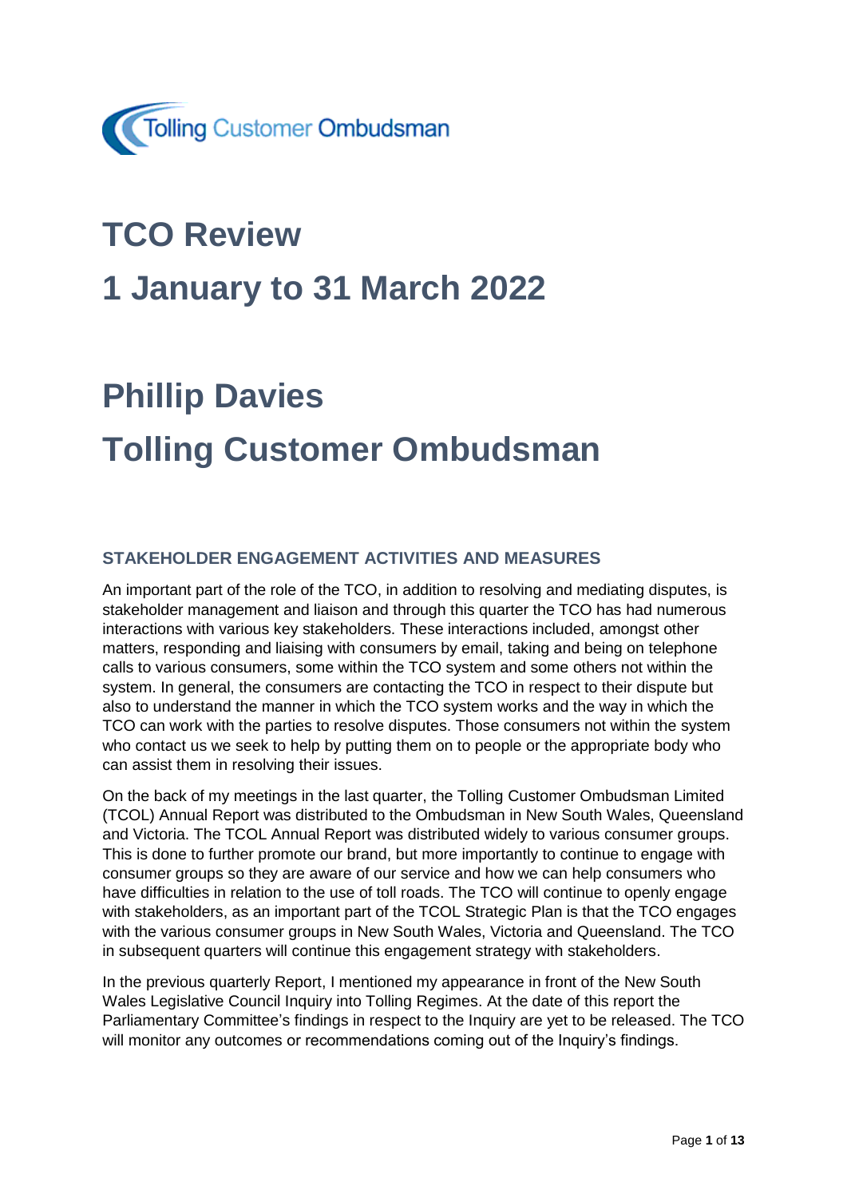Tolling Customer Ombudsman

# TCO Review

# 1 January to 31 March 2022

# Phillip Davies

# Tolling Customer Ombudsman

## STAKEHOLDER ENGAGEMENT ACTIVITIES AND MEASURES

An important part of the role of the TCO, in addition to resolving and mediating disputes, is stakeholder management and liaison and through this quarter the TCO has had numerous interactions with various key stakeholders. These interactions included, amongst other matters, responding and liaising with consumers by email, taking and being on telephone calls to various consumers, some within the TCO system and some others not within the system. In general, the consumers are contacting the TCO in respect to their dispute but also to understand the manner in which the TCO system works and the way in which the TCO can work with the parties to resolve disputes. Those consumers not within the system who contact us we seek to help by putting them on to people or the appropriate body who can assist them in resolving their issues.

On the back of my meetings in the last quarter, the Tolling Customer Ombudsman Limited (TCOL) Annual Report was distributed to the Ombudsman in New South Wales, Queensland and Victoria. The TCOL Annual Report was distributed widely to various consumer groups. This is done to further promote our brand, but more importantly to continue to engage with consumer groups so they are aware of our service and how we can help consumers who have difficulties in relation to the use of toll roads. The TCO will continue to openly engage with stakeholders, as an important part of the TCOL Strategic Plan is that the TCO engages with the various consumer groups in New South Wales, Victoria and Queensland. The TCO in subsequent quarters will continue this engagement strategy with stakeholders.

In the previous quarterly Report, I mentioned my appearance in front of the New South Wales Legislative Council Inquiry into Tolling Regimes. At the date of this report the Parliamentary Committee's findings in respect to the Inquiry are yet to be released. The TCO will monitor any outcomes or recommendations coming out of the Inquiry's findings.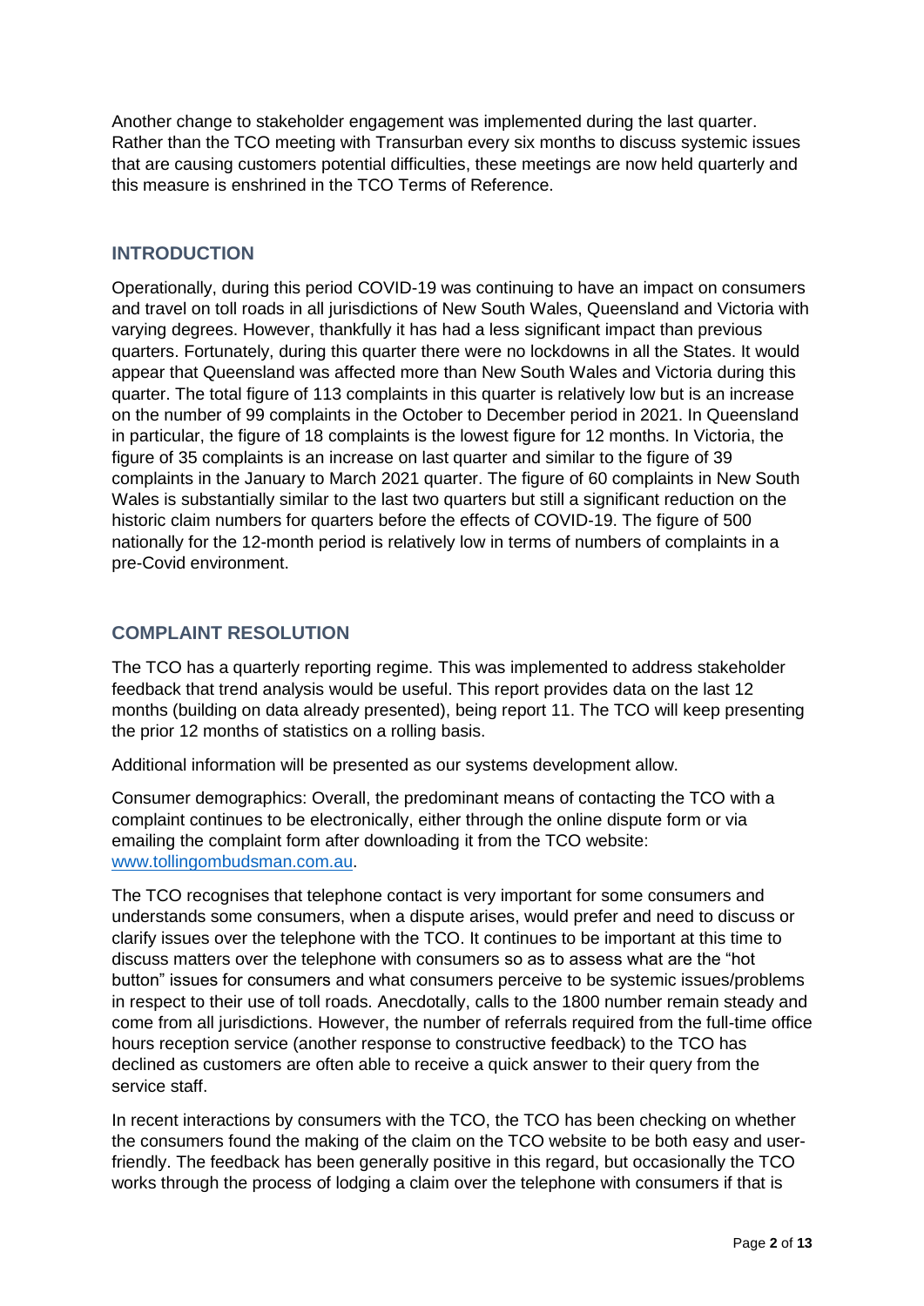Another change to stakeholder engagement was implemented during the last quarter. Rather than the TCO meeting with Transurban every six months to discuss systemic issues that are causing customers potential difficulties, these meetings are now held quarterly and this measure is enshrined in the TCO Terms of Reference.

## INTRODUCTION

Operationally, during this period COVID-19 was continuing to have an impact on consumers and travel on toll roads in all jurisdictions of New South Wales, Queensland and Victoria with varying degrees. However, thankfully it has had a less significant impact than previous quarters. Fortunately, during this quarter there were no lockdowns in all the States. It would appear that Queensland was affected more than New South Wales and Victoria during this quarter. The total figure of 113 complaints in this quarter is relatively low but is an increase on the number of 99 complaints in the October to December period in 2021. In Queensland in particular, the figure of 18 complaints is the lowest figure for 12 months. In Victoria, the figure of 35 complaints is an increase on last quarter and similar to the figure of 39 complaints in the January to March 2021 quarter. The figure of 60 complaints in New South Wales is substantially similar to the last two quarters but still a significant reduction on the historic claim numbers for quarters before the effects of COVID-19. The figure of 500 nationally for the 12-month period is relatively low in terms of numbers of complaints in a pre-Covid environment.

## COMPLAINT RESOLUTION

The TCO has a quarterly reporting regime. This was implemented to address stakeholder feedback that trend analysis would be useful. This report provides data on the last 12 months (building on data already presented), being report 11. The TCO will keep presenting the prior 12 months of statistics on a rolling basis.

Additional information will be presented as our systems development allow.

Consumer demographics: Overall, the predominant means of contacting the TCO with a complaint continues to be electronically, either through the online dispute form or via emailing the complaint form after downloading it from the TCO website: www.tollingombudsman.com.au.

The TCO recognises that telephone contact is very important for some consumers and understands some consumers, when a dispute arises, would prefer and need to discuss or clarify issues over the telephone with the TCO. It continues to be important at this time to discuss matters over the telephone with consumers so as to assess what are the "hot button" issues for consumers and what consumers perceive to be systemic issues/problems in respect to their use of toll roads. Anecdotally, calls to the 1800 number remain steady and come from all jurisdictions. However, the number of referrals required from the full-time office hours reception service (another response to constructive feedback) to the TCO has declined as customers are often able to receive a quick answer to their query from the service staff.

In recent interactions by consumers with the TCO, the TCO has been checking on whether the consumers found the making of the claim on the TCO website to be both easy and user-friendly. The feedback has been generally positive in this regard, but occasionally the TCO works through the process of lodging a claim over the telephone with consumers if that is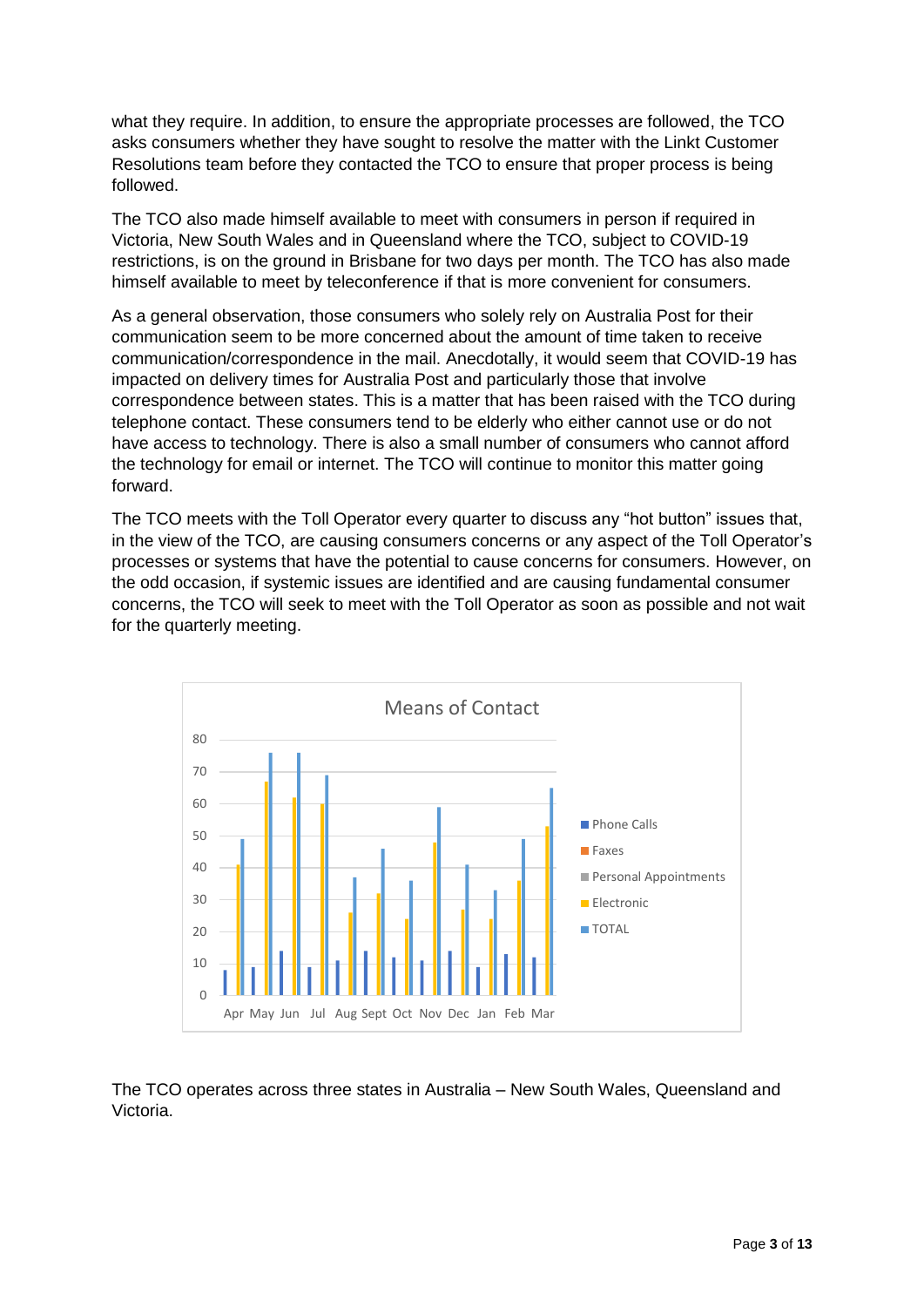what they require. In addition, to ensure the appropriate processes are followed, the TCO asks consumers whether they have sought to resolve the matter with the Linkt Customer Resolutions team before they contacted the TCO to ensure that proper process is being followed.

The TCO also made himself available to meet with consumers in person if required in Victoria, New South Wales and in Queensland where the TCO, subject to COVID-19 restrictions, is on the ground in Brisbane for two days per month. The TCO has also made himself available to meet by teleconference if that is more convenient for consumers.

As a general observation, those consumers who solely rely on Australia Post for their communication seem to be more concerned about the amount of time taken to receive communication/correspondence in the mail. Anecdotally, it would seem that COVID-19 has impacted on delivery times for Australia Post and particularly those that involve correspondence between states. This is a matter that has been raised with the TCO during telephone contact. These consumers tend to be elderly who either cannot use or do not have access to technology. There is also a small number of consumers who cannot afford the technology for email or internet. The TCO will continue to monitor this matter going forward.

The TCO meets with the Toll Operator every quarter to discuss any "hot button" issues that, in the view of the TCO, are causing consumers concerns or any aspect of the Toll Operator's processes or systems that have the potential to cause concerns for consumers. However, on the odd occasion, if systemic issues are identified and are causing fundamental consumer concerns, the TCO will seek to meet with the Toll Operator as soon as possible and not wait for the quarterly meeting.

**Means of Contact**

| Month | Phone Calls | Faxes | Personal Appointments | Electronic | TOTAL |
|---|---|---|---|---|---|
| Apr | 8 | | | 41 | 49 |
| May | 9 | | | 67 | 76 |
| Jun | 14 | | | 62 | 76 |
| Jul | 9 | | | 60 | 69 |
| Aug | 11 | | | 26 | 37 |
| Sept | 14 | | | 32 | 46 |
| Oct | 12 | | | 24 | 36 |
| Nov | 11 | | | 48 | 59 |
| Dec | 14 | | | 27 | 41 |
| Jan | 9 | | | 24 | 33 |
| Feb | 13 | | | 36 | 49 |
| Mar | 12 | | | 53 | 65 |

The TCO operates across three states in Australia – New South Wales, Queensland and Victoria.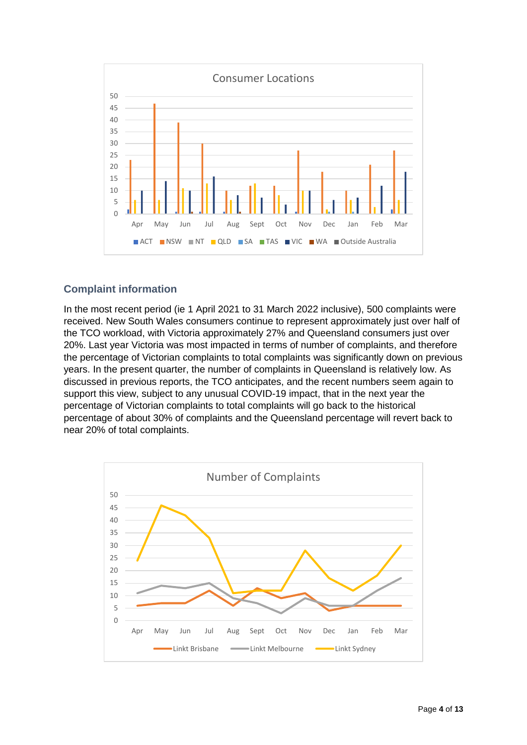## Complaint information

In the most recent period (ie 1 April 2021 to 31 March 2022 inclusive), 500 complaints were received. New South Wales consumers continue to represent approximately just over half of the TCO workload, with Victoria approximately 27% and Queensland consumers just over 20%. Last year Victoria was most impacted in terms of number of complaints, and therefore the percentage of Victorian complaints to total complaints was significantly down on previous years. In the present quarter, the number of complaints in Queensland is relatively low. As discussed in previous reports, the TCO anticipates, and the recent numbers seem again to support this view, subject to any unusual COVID-19 impact, that in the next year the percentage of Victorian complaints to total complaints will go back to the historical percentage of about 30% of complaints and the Queensland percentage will revert back to near 20% of total complaints.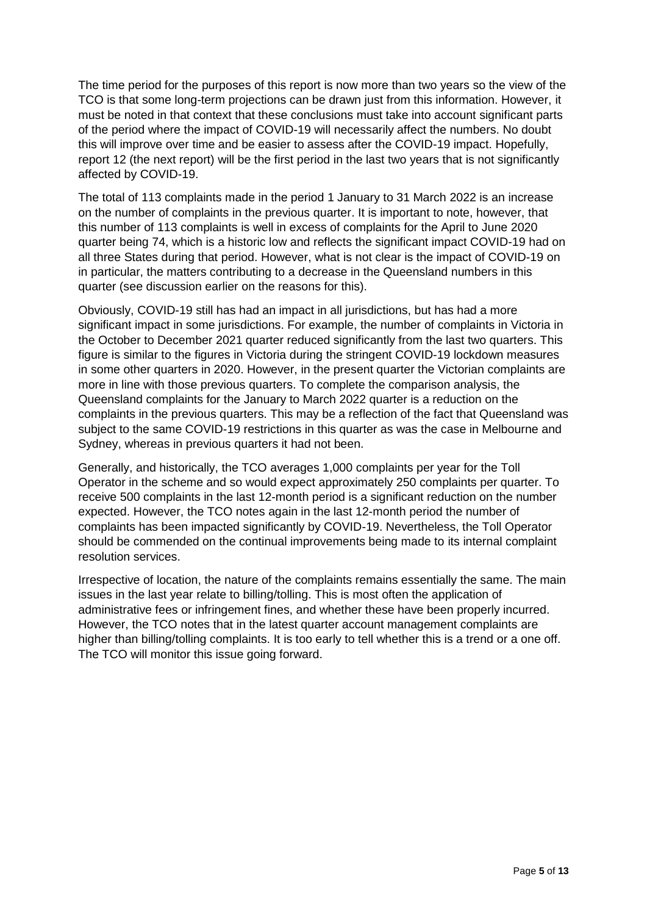The time period for the purposes of this report is now more than two years so the view of the TCO is that some long-term projections can be drawn just from this information. However, it must be noted in that context that these conclusions must take into account significant parts of the period where the impact of COVID-19 will necessarily affect the numbers. No doubt this will improve over time and be easier to assess after the COVID-19 impact. Hopefully, report 12 (the next report) will be the first period in the last two years that is not significantly affected by COVID-19.

The total of 113 complaints made in the period 1 January to 31 March 2022 is an increase on the number of complaints in the previous quarter. It is important to note, however, that this number of 113 complaints is well in excess of complaints for the April to June 2020 quarter being 74, which is a historic low and reflects the significant impact COVID-19 had on all three States during that period. However, what is not clear is the impact of COVID-19 on in particular, the matters contributing to a decrease in the Queensland numbers in this quarter (see discussion earlier on the reasons for this).

Obviously, COVID-19 still has had an impact in all jurisdictions, but has had a more significant impact in some jurisdictions. For example, the number of complaints in Victoria in the October to December 2021 quarter reduced significantly from the last two quarters. This figure is similar to the figures in Victoria during the stringent COVID-19 lockdown measures in some other quarters in 2020. However, in the present quarter the Victorian complaints are more in line with those previous quarters. To complete the comparison analysis, the Queensland complaints for the January to March 2022 quarter is a reduction on the complaints in the previous quarters. This may be a reflection of the fact that Queensland was subject to the same COVID-19 restrictions in this quarter as was the case in Melbourne and Sydney, whereas in previous quarters it had not been.

Generally, and historically, the TCO averages 1,000 complaints per year for the Toll Operator in the scheme and so would expect approximately 250 complaints per quarter. To receive 500 complaints in the last 12-month period is a significant reduction on the number expected. However, the TCO notes again in the last 12-month period the number of complaints has been impacted significantly by COVID-19. Nevertheless, the Toll Operator should be commended on the continual improvements being made to its internal complaint resolution services.

Irrespective of location, the nature of the complaints remains essentially the same. The main issues in the last year relate to billing/tolling. This is most often the application of administrative fees or infringement fines, and whether these have been properly incurred. However, the TCO notes that in the latest quarter account management complaints are higher than billing/tolling complaints. It is too early to tell whether this is a trend or a one off. The TCO will monitor this issue going forward.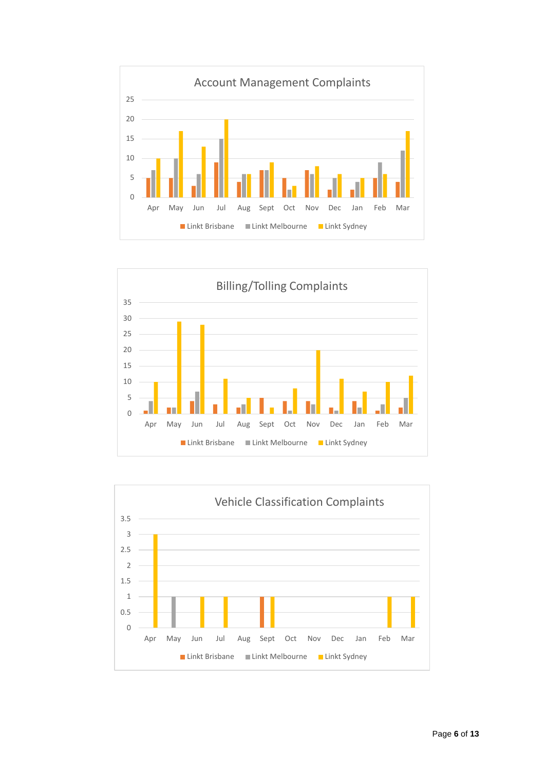## Account Management Complaints

| Month | Linkt Brisbane | Linkt Melbourne | Linkt Sydney |
|---|---|---|---|
| Apr | 5 | 7 | 10 |
| May | 5 | 10 | 17 |
| Jun | 3 | 6 | 13 |
| Jul | 9 | 15 | 20 |
| Aug | 4 | 6 | 6 |
| Sept | 7 | 7 | 9 |
| Oct | 5 | 2 | 3 |
| Nov | 7 | 6 | 8 |
| Dec | 2 | 5 | 6 |
| Jan | 2 | 4 | 5 |
| Feb | 5 | 9 | 6 |
| Mar | 4 | 12 | 17 |

## Billing/Tolling Complaints

| Month | Linkt Brisbane | Linkt Melbourne | Linkt Sydney |
|---|---|---|---|
| Apr | 1 | 4 | 10 |
| May | 2 | 2 | 29 |
| Jun | 4 | 7 | 28 |
| Jul | 3 | 0 | 11 |
| Aug | 2 | 3 | 5 |
| Sept | 5 | 0 | 2 |
| Oct | 4 | 1 | 8 |
| Nov | 4 | 3 | 20 |
| Dec | 2 | 1 | 11 |
| Jan | 4 | 2 | 7 |
| Feb | 1 | 3 | 10 |
| Mar | 2 | 5 | 12 |

## Vehicle Classification Complaints

| Month | Linkt Brisbane | Linkt Melbourne | Linkt Sydney |
|---|---|---|---|
| Apr | 0 | 0 | 3 |
| May | 0 | 1 | 0 |
| Jun | 0 | 0 | 1 |
| Jul | 0 | 0 | 1 |
| Aug | 0 | 0 | 0 |
| Sept | 1 | 0 | 1 |
| Oct | 0 | 0 | 0 |
| Nov | 0 | 0 | 0 |
| Dec | 0 | 0 | 0 |
| Jan | 0 | 0 | 0 |
| Feb | 0 | 0 | 1 |
| Mar | 0 | 0 | 1 |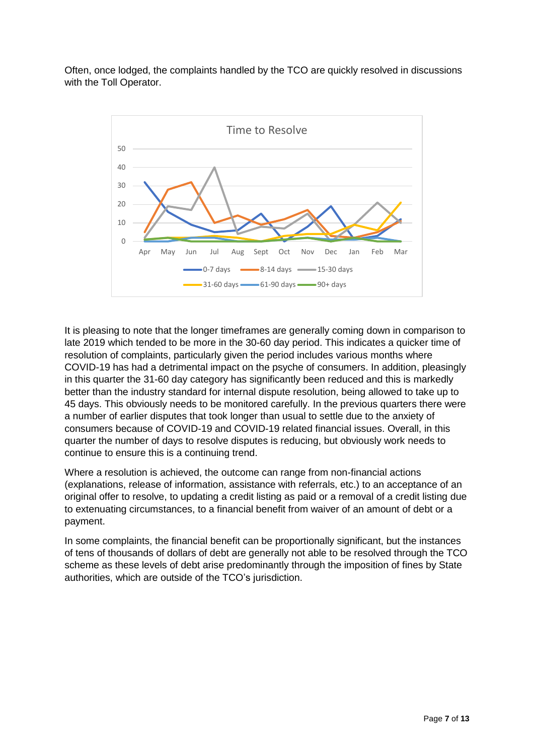Often, once lodged, the complaints handled by the TCO are quickly resolved in discussions with the Toll Operator.

It is pleasing to note that the longer timeframes are generally coming down in comparison to late 2019 which tended to be more in the 30-60 day period. This indicates a quicker time of resolution of complaints, particularly given the period includes various months where COVID-19 has had a detrimental impact on the psyche of consumers. In addition, pleasingly in this quarter the 31-60 day category has significantly been reduced and this is markedly better than the industry standard for internal dispute resolution, being allowed to take up to 45 days. This obviously needs to be monitored carefully. In the previous quarters there were a number of earlier disputes that took longer than usual to settle due to the anxiety of consumers because of COVID-19 and COVID-19 related financial issues. Overall, in this quarter the number of days to resolve disputes is reducing, but obviously work needs to continue to ensure this is a continuing trend.

Where a resolution is achieved, the outcome can range from non-financial actions (explanations, release of information, assistance with referrals, etc.) to an acceptance of an original offer to resolve, to updating a credit listing as paid or a removal of a credit listing due to extenuating circumstances, to a financial benefit from waiver of an amount of debt or a payment.

In some complaints, the financial benefit can be proportionally significant, but the instances of tens of thousands of dollars of debt are generally not able to be resolved through the TCO scheme as these levels of debt arise predominantly through the imposition of fines by State authorities, which are outside of the TCO's jurisdiction.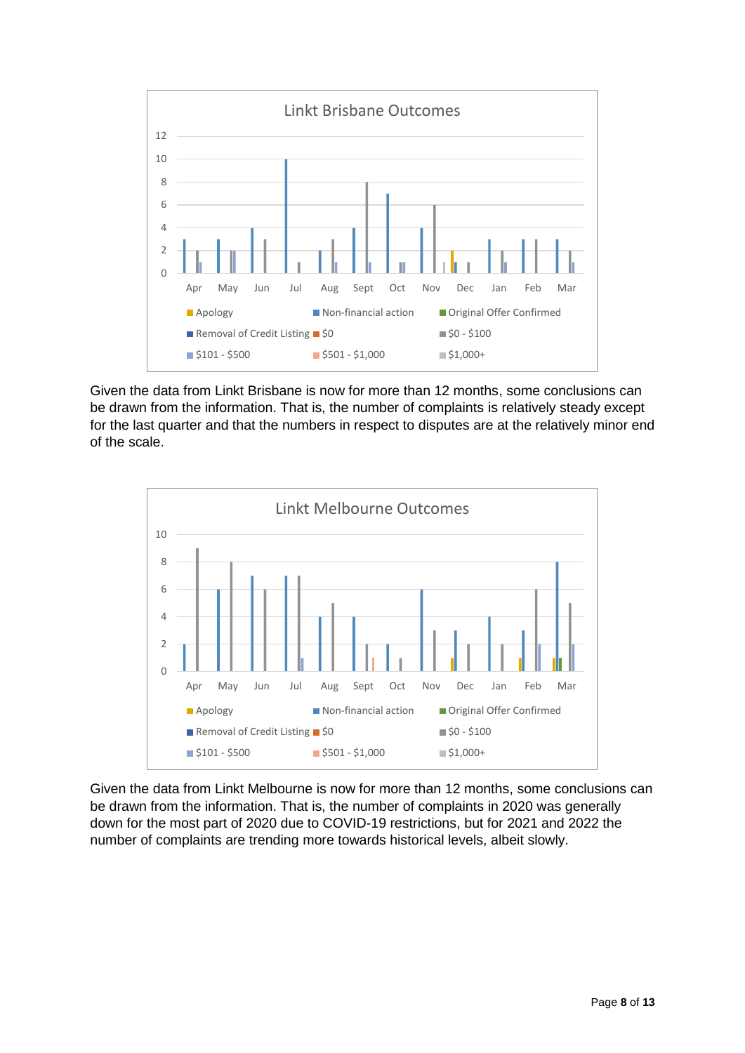Given the data from Linkt Brisbane is now for more than 12 months, some conclusions can be drawn from the information. That is, the number of complaints is relatively steady except for the last quarter and that the numbers in respect to disputes are at the relatively minor end of the scale.

Given the data from Linkt Melbourne is now for more than 12 months, some conclusions can be drawn from the information. That is, the number of complaints in 2020 was generally down for the most part of 2020 due to COVID-19 restrictions, but for 2021 and 2022 the number of complaints are trending more towards historical levels, albeit slowly.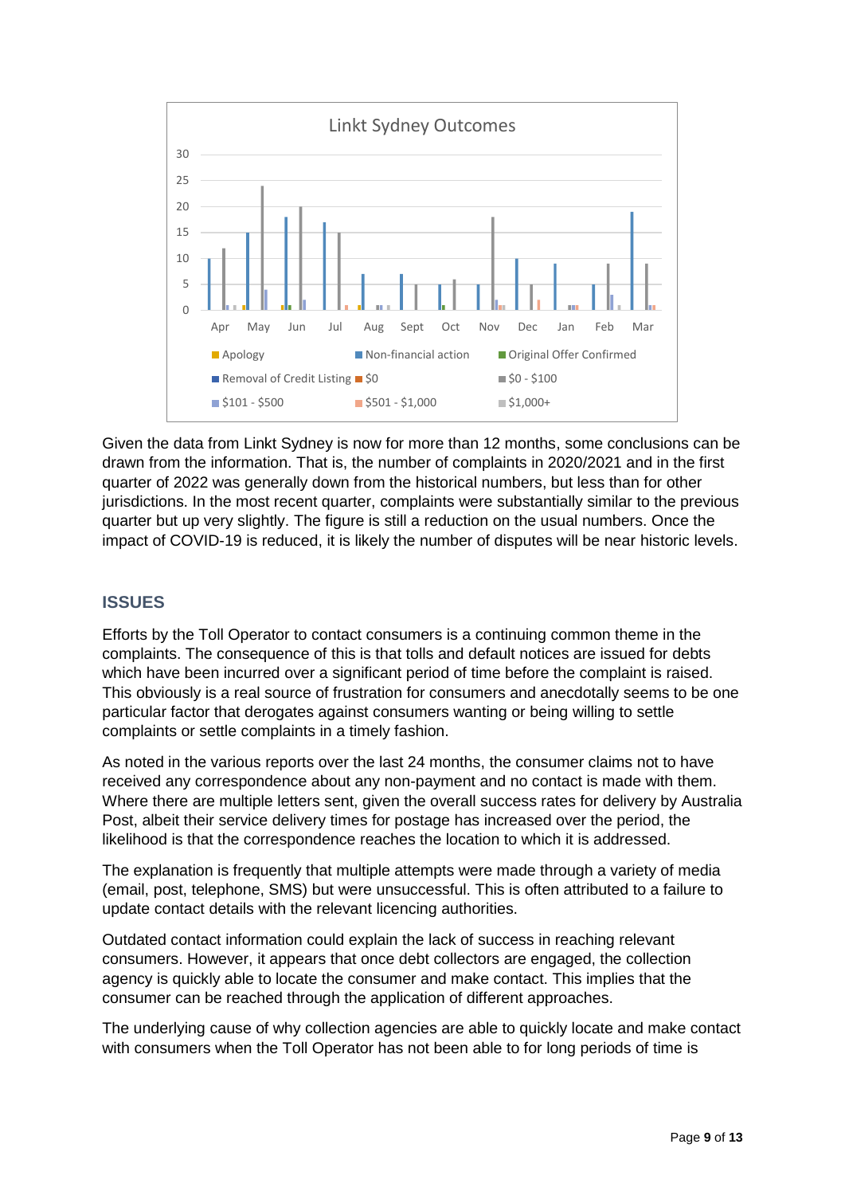Given the data from Linkt Sydney is now for more than 12 months, some conclusions can be drawn from the information. That is, the number of complaints in 2020/2021 and in the first quarter of 2022 was generally down from the historical numbers, but less than for other jurisdictions. In the most recent quarter, complaints were substantially similar to the previous quarter but up very slightly. The figure is still a reduction on the usual numbers. Once the impact of COVID-19 is reduced, it is likely the number of disputes will be near historic levels.

## ISSUES

Efforts by the Toll Operator to contact consumers is a continuing common theme in the complaints. The consequence of this is that tolls and default notices are issued for debts which have been incurred over a significant period of time before the complaint is raised. This obviously is a real source of frustration for consumers and anecdotally seems to be one particular factor that derogates against consumers wanting or being willing to settle complaints or settle complaints in a timely fashion.

As noted in the various reports over the last 24 months, the consumer claims not to have received any correspondence about any non-payment and no contact is made with them. Where there are multiple letters sent, given the overall success rates for delivery by Australia Post, albeit their service delivery times for postage has increased over the period, the likelihood is that the correspondence reaches the location to which it is addressed.

The explanation is frequently that multiple attempts were made through a variety of media (email, post, telephone, SMS) but were unsuccessful. This is often attributed to a failure to update contact details with the relevant licencing authorities.

Outdated contact information could explain the lack of success in reaching relevant consumers. However, it appears that once debt collectors are engaged, the collection agency is quickly able to locate the consumer and make contact. This implies that the consumer can be reached through the application of different approaches.

The underlying cause of why collection agencies are able to quickly locate and make contact with consumers when the Toll Operator has not been able to for long periods of time is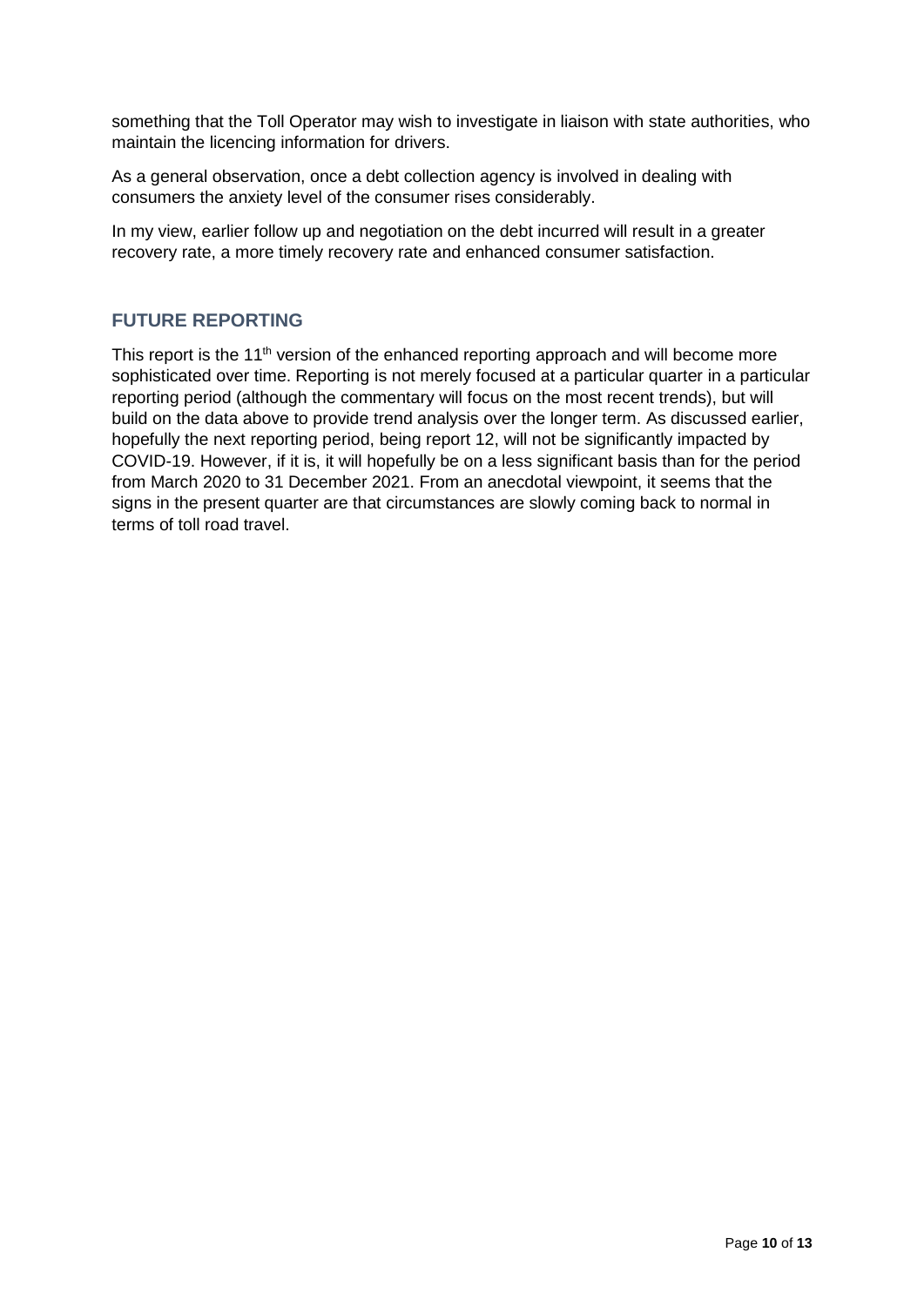something that the Toll Operator may wish to investigate in liaison with state authorities, who maintain the licencing information for drivers.

As a general observation, once a debt collection agency is involved in dealing with consumers the anxiety level of the consumer rises considerably.

In my view, earlier follow up and negotiation on the debt incurred will result in a greater recovery rate, a more timely recovery rate and enhanced consumer satisfaction.

## FUTURE REPORTING

This report is the 11th version of the enhanced reporting approach and will become more sophisticated over time. Reporting is not merely focused at a particular quarter in a particular reporting period (although the commentary will focus on the most recent trends), but will build on the data above to provide trend analysis over the longer term. As discussed earlier, hopefully the next reporting period, being report 12, will not be significantly impacted by COVID-19. However, if it is, it will hopefully be on a less significant basis than for the period from March 2020 to 31 December 2021. From an anecdotal viewpoint, it seems that the signs in the present quarter are that circumstances are slowly coming back to normal in terms of toll road travel.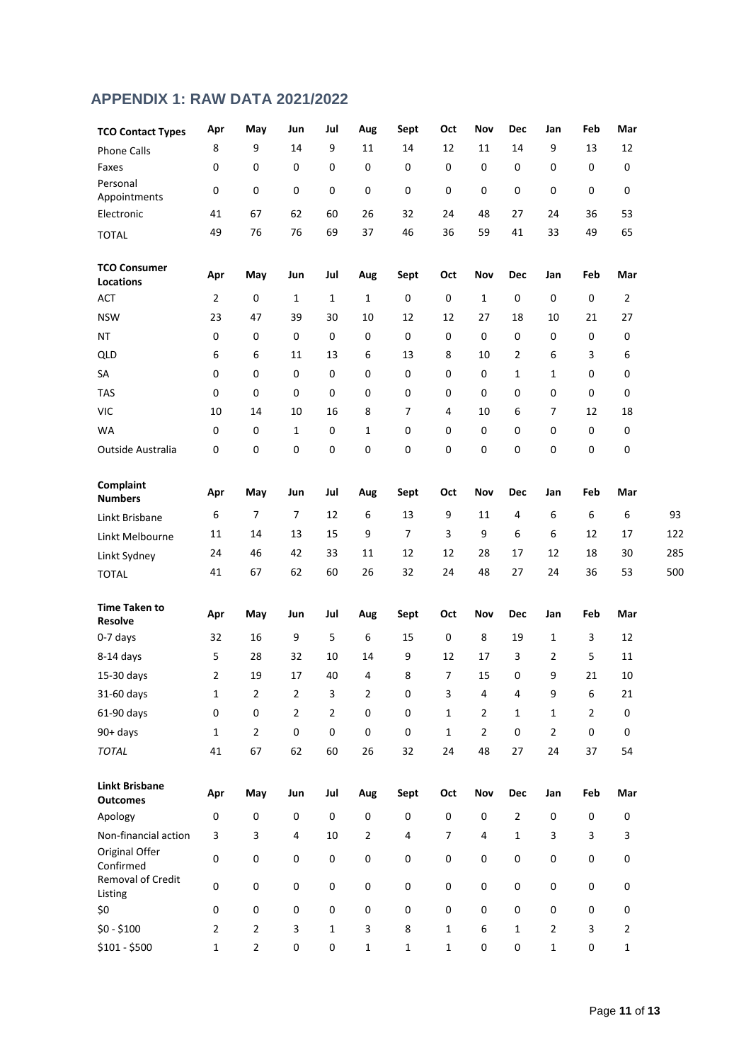## APPENDIX 1: RAW DATA 2021/2022

| TCO Contact Types | Apr | May | Jun | Jul | Aug | Sept | Oct | Nov | Dec | Jan | Feb | Mar |
|---|---|---|---|---|---|---|---|---|---|---|---|---|
| Phone Calls | 8 | 9 | 14 | 9 | 11 | 14 | 12 | 11 | 14 | 9 | 13 | 12 |
| Faxes | 0 | 0 | 0 | 0 | 0 | 0 | 0 | 0 | 0 | 0 | 0 | 0 |
| Personal Appointments | 0 | 0 | 0 | 0 | 0 | 0 | 0 | 0 | 0 | 0 | 0 | 0 |
| Electronic | 41 | 67 | 62 | 60 | 26 | 32 | 24 | 48 | 27 | 24 | 36 | 53 |
| TOTAL | 49 | 76 | 76 | 69 | 37 | 46 | 36 | 59 | 41 | 33 | 49 | 65 |

| TCO Consumer Locations | Apr | May | Jun | Jul | Aug | Sept | Oct | Nov | Dec | Jan | Feb | Mar |
|---|---|---|---|---|---|---|---|---|---|---|---|---|
| ACT | 2 | 0 | 1 | 1 | 1 | 0 | 0 | 1 | 0 | 0 | 0 | 2 |
| NSW | 23 | 47 | 39 | 30 | 10 | 12 | 12 | 27 | 18 | 10 | 21 | 27 |
| NT | 0 | 0 | 0 | 0 | 0 | 0 | 0 | 0 | 0 | 0 | 0 | 0 |
| QLD | 6 | 6 | 11 | 13 | 6 | 13 | 8 | 10 | 2 | 6 | 3 | 6 |
| SA | 0 | 0 | 0 | 0 | 0 | 0 | 0 | 0 | 1 | 1 | 0 | 0 |
| TAS | 0 | 0 | 0 | 0 | 0 | 0 | 0 | 0 | 0 | 0 | 0 | 0 |
| VIC | 10 | 14 | 10 | 16 | 8 | 7 | 4 | 10 | 6 | 7 | 12 | 18 |
| WA | 0 | 0 | 1 | 0 | 1 | 0 | 0 | 0 | 0 | 0 | 0 | 0 |
| Outside Australia | 0 | 0 | 0 | 0 | 0 | 0 | 0 | 0 | 0 | 0 | 0 | 0 |

| Complaint Numbers | Apr | May | Jun | Jul | Aug | Sept | Oct | Nov | Dec | Jan | Feb | Mar | |
|---|---|---|---|---|---|---|---|---|---|---|---|---|---|
| Linkt Brisbane | 6 | 7 | 7 | 12 | 6 | 13 | 9 | 11 | 4 | 6 | 6 | 6 | 93 |
| Linkt Melbourne | 11 | 14 | 13 | 15 | 9 | 7 | 3 | 9 | 6 | 6 | 12 | 17 | 122 |
| Linkt Sydney | 24 | 46 | 42 | 33 | 11 | 12 | 12 | 28 | 17 | 12 | 18 | 30 | 285 |
| TOTAL | 41 | 67 | 62 | 60 | 26 | 32 | 24 | 48 | 27 | 24 | 36 | 53 | 500 |

| Time Taken to Resolve | Apr | May | Jun | Jul | Aug | Sept | Oct | Nov | Dec | Jan | Feb | Mar |
|---|---|---|---|---|---|---|---|---|---|---|---|---|
| 0-7 days | 32 | 16 | 9 | 5 | 6 | 15 | 0 | 8 | 19 | 1 | 3 | 12 |
| 8-14 days | 5 | 28 | 32 | 10 | 14 | 9 | 12 | 17 | 3 | 2 | 5 | 11 |
| 15-30 days | 2 | 19 | 17 | 40 | 4 | 8 | 7 | 15 | 0 | 9 | 21 | 10 |
| 31-60 days | 1 | 2 | 2 | 3 | 2 | 0 | 3 | 4 | 4 | 9 | 6 | 21 |
| 61-90 days | 0 | 0 | 2 | 2 | 0 | 0 | 1 | 2 | 1 | 1 | 2 | 0 |
| 90+ days | 1 | 2 | 0 | 0 | 0 | 0 | 1 | 2 | 0 | 2 | 0 | 0 |
| *TOTAL* | 41 | 67 | 62 | 60 | 26 | 32 | 24 | 48 | 27 | 24 | 37 | 54 |

| Linkt Brisbane Outcomes | Apr | May | Jun | Jul | Aug | Sept | Oct | Nov | Dec | Jan | Feb | Mar |
|---|---|---|---|---|---|---|---|---|---|---|---|---|
| Apology | 0 | 0 | 0 | 0 | 0 | 0 | 0 | 0 | 2 | 0 | 0 | 0 |
| Non-financial action | 3 | 3 | 4 | 10 | 2 | 4 | 7 | 4 | 1 | 3 | 3 | 3 |
| Original Offer Confirmed | 0 | 0 | 0 | 0 | 0 | 0 | 0 | 0 | 0 | 0 | 0 | 0 |
| Removal of Credit Listing | 0 | 0 | 0 | 0 | 0 | 0 | 0 | 0 | 0 | 0 | 0 | 0 |
| $0 | 0 | 0 | 0 | 0 | 0 | 0 | 0 | 0 | 0 | 0 | 0 | 0 |
| $0 - $100 | 2 | 2 | 3 | 1 | 3 | 8 | 1 | 6 | 1 | 2 | 3 | 2 |
| $101 - $500 | 1 | 2 | 0 | 0 | 1 | 1 | 1 | 0 | 0 | 1 | 0 | 1 |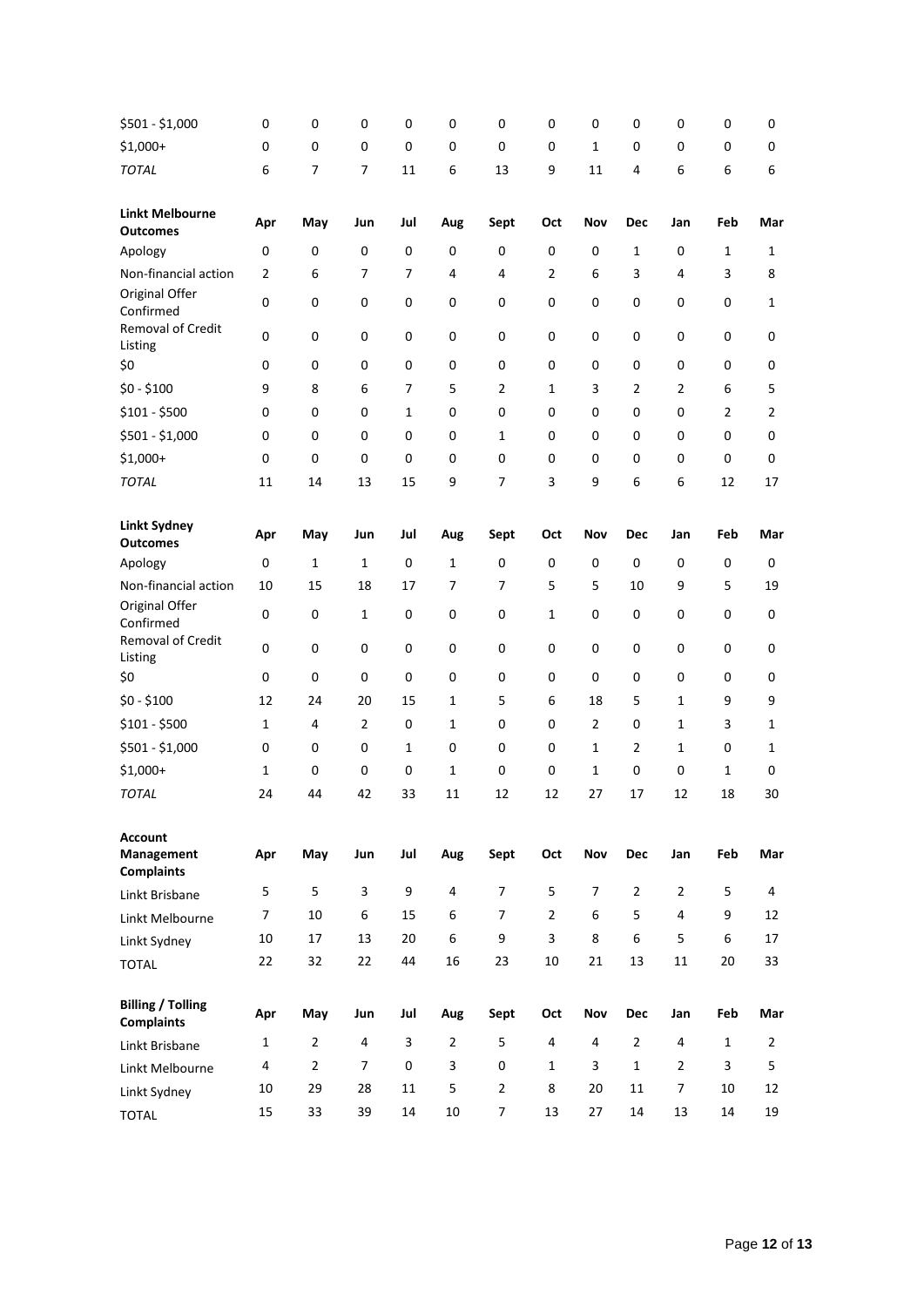| | | | | | | | | | | | | |
|---|---|---|---|---|---|---|---|---|---|---|---|---|
| $501 - $1,000 | 0 | 0 | 0 | 0 | 0 | 0 | 0 | 0 | 0 | 0 | 0 | 0 |
| $1,000+ | 0 | 0 | 0 | 0 | 0 | 0 | 0 | 1 | 0 | 0 | 0 | 0 |
| *TOTAL* | 6 | 7 | 7 | 11 | 6 | 13 | 9 | 11 | 4 | 6 | 6 | 6 |

| **Linkt Melbourne Outcomes** | **Apr** | **May** | **Jun** | **Jul** | **Aug** | **Sept** | **Oct** | **Nov** | **Dec** | **Jan** | **Feb** | **Mar** |
|---|---|---|---|---|---|---|---|---|---|---|---|---|
| Apology | 0 | 0 | 0 | 0 | 0 | 0 | 0 | 0 | 1 | 0 | 1 | 1 |
| Non-financial action | 2 | 6 | 7 | 7 | 4 | 4 | 2 | 6 | 3 | 4 | 3 | 8 |
| Original Offer Confirmed | 0 | 0 | 0 | 0 | 0 | 0 | 0 | 0 | 0 | 0 | 0 | 1 |
| Removal of Credit Listing | 0 | 0 | 0 | 0 | 0 | 0 | 0 | 0 | 0 | 0 | 0 | 0 |
| $0 | 0 | 0 | 0 | 0 | 0 | 0 | 0 | 0 | 0 | 0 | 0 | 0 |
| $0 - $100 | 9 | 8 | 6 | 7 | 5 | 2 | 1 | 3 | 2 | 2 | 6 | 5 |
| $101 - $500 | 0 | 0 | 0 | 1 | 0 | 0 | 0 | 0 | 0 | 0 | 2 | 2 |
| $501 - $1,000 | 0 | 0 | 0 | 0 | 0 | 1 | 0 | 0 | 0 | 0 | 0 | 0 |
| $1,000+ | 0 | 0 | 0 | 0 | 0 | 0 | 0 | 0 | 0 | 0 | 0 | 0 |
| *TOTAL* | 11 | 14 | 13 | 15 | 9 | 7 | 3 | 9 | 6 | 6 | 12 | 17 |

| **Linkt Sydney Outcomes** | **Apr** | **May** | **Jun** | **Jul** | **Aug** | **Sept** | **Oct** | **Nov** | **Dec** | **Jan** | **Feb** | **Mar** |
|---|---|---|---|---|---|---|---|---|---|---|---|---|
| Apology | 0 | 1 | 1 | 0 | 1 | 0 | 0 | 0 | 0 | 0 | 0 | 0 |
| Non-financial action | 10 | 15 | 18 | 17 | 7 | 7 | 5 | 5 | 10 | 9 | 5 | 19 |
| Original Offer Confirmed | 0 | 0 | 1 | 0 | 0 | 0 | 1 | 0 | 0 | 0 | 0 | 0 |
| Removal of Credit Listing | 0 | 0 | 0 | 0 | 0 | 0 | 0 | 0 | 0 | 0 | 0 | 0 |
| $0 | 0 | 0 | 0 | 0 | 0 | 0 | 0 | 0 | 0 | 0 | 0 | 0 |
| $0 - $100 | 12 | 24 | 20 | 15 | 1 | 5 | 6 | 18 | 5 | 1 | 9 | 9 |
| $101 - $500 | 1 | 4 | 2 | 0 | 1 | 0 | 0 | 2 | 0 | 1 | 3 | 1 |
| $501 - $1,000 | 0 | 0 | 0 | 1 | 0 | 0 | 0 | 1 | 2 | 1 | 0 | 1 |
| $1,000+ | 1 | 0 | 0 | 0 | 1 | 0 | 0 | 1 | 0 | 0 | 1 | 0 |
| *TOTAL* | 24 | 44 | 42 | 33 | 11 | 12 | 12 | 27 | 17 | 12 | 18 | 30 |

| **Account Management Complaints** | **Apr** | **May** | **Jun** | **Jul** | **Aug** | **Sept** | **Oct** | **Nov** | **Dec** | **Jan** | **Feb** | **Mar** |
|---|---|---|---|---|---|---|---|---|---|---|---|---|
| Linkt Brisbane | 5 | 5 | 3 | 9 | 4 | 7 | 5 | 7 | 2 | 2 | 5 | 4 |
| Linkt Melbourne | 7 | 10 | 6 | 15 | 6 | 7 | 2 | 6 | 5 | 4 | 9 | 12 |
| Linkt Sydney | 10 | 17 | 13 | 20 | 6 | 9 | 3 | 8 | 6 | 5 | 6 | 17 |
| TOTAL | 22 | 32 | 22 | 44 | 16 | 23 | 10 | 21 | 13 | 11 | 20 | 33 |

| **Billing / Tolling Complaints** | **Apr** | **May** | **Jun** | **Jul** | **Aug** | **Sept** | **Oct** | **Nov** | **Dec** | **Jan** | **Feb** | **Mar** |
|---|---|---|---|---|---|---|---|---|---|---|---|---|
| Linkt Brisbane | 1 | 2 | 4 | 3 | 2 | 5 | 4 | 4 | 2 | 4 | 1 | 2 |
| Linkt Melbourne | 4 | 2 | 7 | 0 | 3 | 0 | 1 | 3 | 1 | 2 | 3 | 5 |
| Linkt Sydney | 10 | 29 | 28 | 11 | 5 | 2 | 8 | 20 | 11 | 7 | 10 | 12 |
| TOTAL | 15 | 33 | 39 | 14 | 10 | 7 | 13 | 27 | 14 | 13 | 14 | 19 |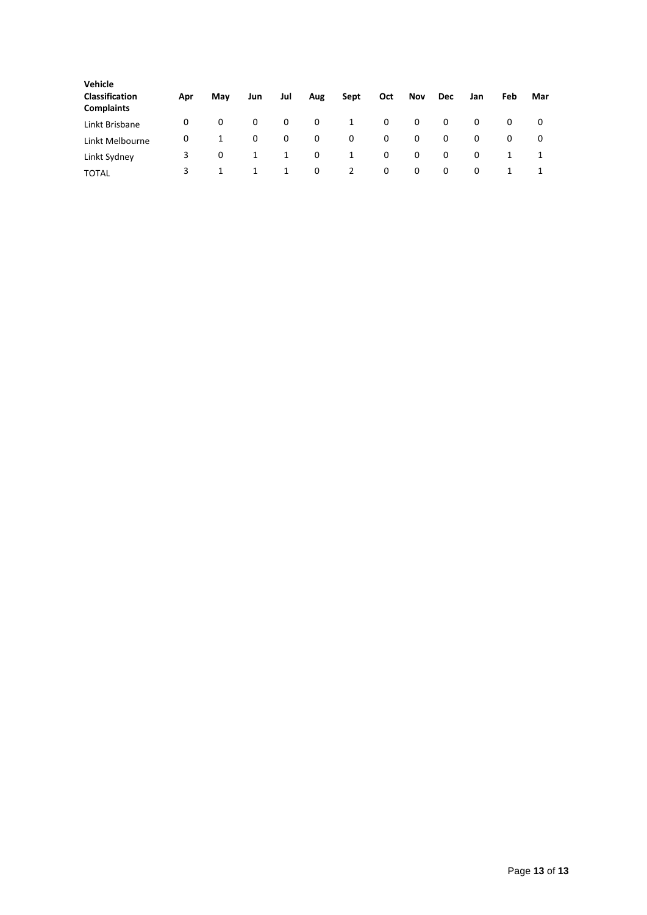| Vehicle Classification Complaints | Apr | May | Jun | Jul | Aug | Sept | Oct | Nov | Dec | Jan | Feb | Mar |
|---|---|---|---|---|---|---|---|---|---|---|---|---|
| Linkt Brisbane | 0 | 0 | 0 | 0 | 0 | 1 | 0 | 0 | 0 | 0 | 0 | 0 |
| Linkt Melbourne | 0 | 1 | 0 | 0 | 0 | 0 | 0 | 0 | 0 | 0 | 0 | 0 |
| Linkt Sydney | 3 | 0 | 1 | 1 | 0 | 1 | 0 | 0 | 0 | 0 | 1 | 1 |
| TOTAL | 3 | 1 | 1 | 1 | 0 | 2 | 0 | 0 | 0 | 0 | 1 | 1 |